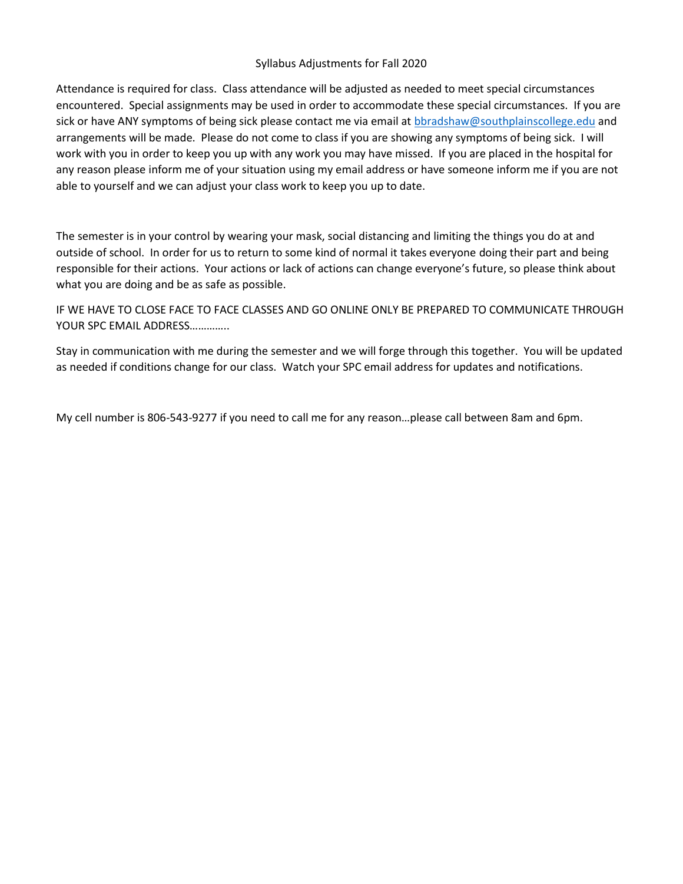# Syllabus Adjustments for Fall 2020

Attendance is required for class. Class attendance will be adjusted as needed to meet special circumstances encountered. Special assignments may be used in order to accommodate these special circumstances. If you are sick or have ANY symptoms of being sick please contact me via email at bbradshaw@southplainscollege.edu and arrangements will be made. Please do not come to class if you are showing any symptoms of being sick. I will work with you in order to keep you up with any work you may have missed. If you are placed in the hospital for any reason please inform me of your situation using my email address or have someone inform me if you are not able to yourself and we can adjust your class work to keep you up to date.

The semester is in your control by wearing your mask, social distancing and limiting the things you do at and outside of school. In order for us to return to some kind of normal it takes everyone doing their part and being responsible for their actions. Your actions or lack of actions can change everyone's future, so please think about what you are doing and be as safe as possible.

IF WE HAVE TO CLOSE FACE TO FACE CLASSES AND GO ONLINE ONLY BE PREPARED TO COMMUNICATE THROUGH YOUR SPC EMAIL ADDRESS…………..

Stay in communication with me during the semester and we will forge through this together. You will be updated as needed if conditions change for our class. Watch your SPC email address for updates and notifications.

My cell number is 806-543-9277 if you need to call me for any reason…please call between 8am and 6pm.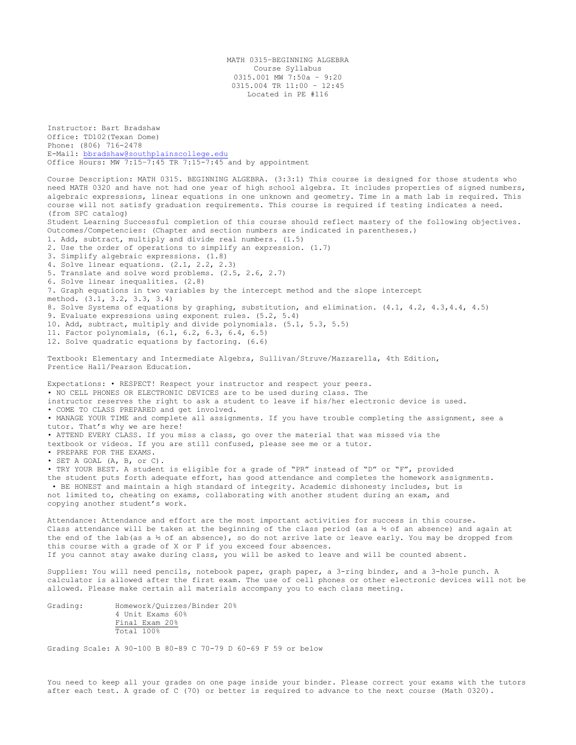# MATH 0315-BEGINNING ALGEBRA

Course Syllabus

0315.001 MW 7:50a – 9:20

0315.004 TR 11:00 – 12:45

Located in PE #116

Instructor: Bart Bradshaw
Office: TD102(Texan Dome)
Phone: (806) 716-2478
E-Mail: bbradshaw@southplainscollege.edu
Office Hours: MW 7:15-7:45 TR 7:15-7:45 and by appointment

Course Description: MATH 0315. BEGINNING ALGEBRA. (3:3:1) This course is designed for those students who need MATH 0320 and have not had one year of high school algebra. It includes properties of signed numbers, algebraic expressions, linear equations in one unknown and geometry. Time in a math lab is required. This course will not satisfy graduation requirements. This course is required if testing indicates a need. (from SPC catalog)

Student Learning Outcomes/Competencies: Successful completion of this course should reflect mastery of the following objectives. (Chapter and section numbers are indicated in parentheses.)

1. Add, subtract, multiply and divide real numbers. (1.5)
2. Use the order of operations to simplify an expression. (1.7)
3. Simplify algebraic expressions. (1.8)
4. Solve linear equations. (2.1, 2.2, 2.3)
5. Translate and solve word problems. (2.5, 2.6, 2.7)
6. Solve linear inequalities. (2.8)
7. Graph equations in two variables by the intercept method and the slope intercept method. (3.1, 3.2, 3.3, 3.4)
8. Solve Systems of equations by graphing, substitution, and elimination. (4.1, 4.2, 4.3,4.4, 4.5)
9. Evaluate expressions using exponent rules. (5.2, 5.4)
10. Add, subtract, multiply and divide polynomials. (5.1, 5.3, 5.5)
11. Factor polynomials, (6.1, 6.2, 6.3, 6.4, 6.5)
12. Solve quadratic equations by factoring. (6.6)

Textbook: Elementary and Intermediate Algebra, Sullivan/Struve/Mazzarella, 4th Edition, Prentice Hall/Pearson Education.

Expectations:

- RESPECT! Respect your instructor and respect your peers.
- NO CELL PHONES OR ELECTRONIC DEVICES are to be used during class. The instructor reserves the right to ask a student to leave if his/her electronic device is used.
- COME TO CLASS PREPARED and get involved.
- MANAGE YOUR TIME and complete all assignments. If you have trouble completing the assignment, see a tutor. That's why we are here!
- ATTEND EVERY CLASS. If you miss a class, go over the material that was missed via the textbook or videos. If you are still confused, please see me or a tutor.
- PREPARE FOR THE EXAMS.
- SET A GOAL (A, B, or C).
- TRY YOUR BEST. A student is eligible for a grade of "PR" instead of "D" or "F", provided the student puts forth adequate effort, has good attendance and completes the homework assignments.
- BE HONEST and maintain a high standard of integrity. Academic dishonesty includes, but is not limited to, cheating on exams, collaborating with another student during an exam, and copying another student's work.

Attendance: Attendance and effort are the most important activities for success in this course. Class attendance will be taken at the beginning of the class period (as a ½ of an absence) and again at the end of the lab(as a ½ of an absence), so do not arrive late or leave early. You may be dropped from this course with a grade of X or F if you exceed four absences.
If you cannot stay awake during class, you will be asked to leave and will be counted absent.

Supplies: You will need pencils, notebook paper, graph paper, a 3-ring binder, and a 3-hole punch. A calculator is allowed after the first exam. The use of cell phones or other electronic devices will not be allowed. Please make certain all materials accompany you to each class meeting.

Grading:

| | |
|---|---|
| Homework/Quizzes/Binder | 20% |
| 4 Unit Exams | 60% |
| Final Exam | 20% |
| Total | 100% |

Grading Scale: A 90-100 B 80-89 C 70-79 D 60-69 F 59 or below

You need to keep all your grades on one page inside your binder. Please correct your exams with the tutors after each test. A grade of C (70) or better is required to advance to the next course (Math 0320).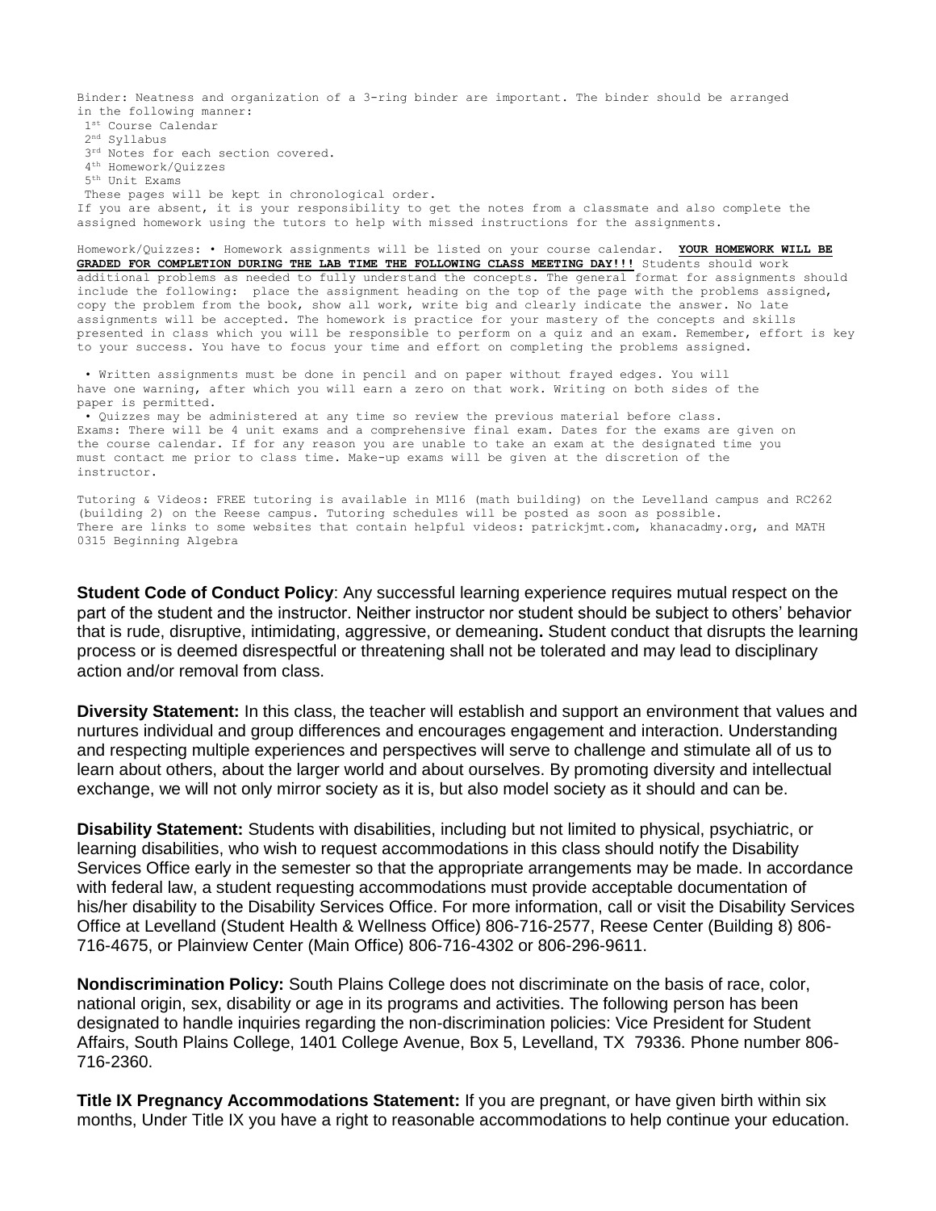Binder: Neatness and organization of a 3-ring binder are important. The binder should be arranged in the following manner:

1st Course Calendar
2nd Syllabus
3rd Notes for each section covered.
4th Homework/Quizzes
5th Unit Exams

These pages will be kept in chronological order.
If you are absent, it is your responsibility to get the notes from a classmate and also complete the assigned homework using the tutors to help with missed instructions for the assignments.

Homework/Quizzes: • Homework assignments will be listed on your course calendar. **YOUR HOMEWORK WILL BE GRADED FOR COMPLETION DURING THE LAB TIME THE FOLLOWING CLASS MEETING DAY!!!** Students should work additional problems as needed to fully understand the concepts. The general format for assignments should include the following: place the assignment heading on the top of the page with the problems assigned, copy the problem from the book, show all work, write big and clearly indicate the answer. No late assignments will be accepted. The homework is practice for your mastery of the concepts and skills presented in class which you will be responsible to perform on a quiz and an exam. Remember, effort is key to your success. You have to focus your time and effort on completing the problems assigned.

• Written assignments must be done in pencil and on paper without frayed edges. You will have one warning, after which you will earn a zero on that work. Writing on both sides of the paper is permitted.

• Quizzes may be administered at any time so review the previous material before class.

Exams: There will be 4 unit exams and a comprehensive final exam. Dates for the exams are given on the course calendar. If for any reason you are unable to take an exam at the designated time you must contact me prior to class time. Make-up exams will be given at the discretion of the instructor.

Tutoring & Videos: FREE tutoring is available in M116 (math building) on the Levelland campus and RC262 (building 2) on the Reese campus. Tutoring schedules will be posted as soon as possible. There are links to some websites that contain helpful videos: patrickjmt.com, khanacadmy.org, and MATH 0315 Beginning Algebra

**Student Code of Conduct Policy**: Any successful learning experience requires mutual respect on the part of the student and the instructor. Neither instructor nor student should be subject to others' behavior that is rude, disruptive, intimidating, aggressive, or demeaning**.** Student conduct that disrupts the learning process or is deemed disrespectful or threatening shall not be tolerated and may lead to disciplinary action and/or removal from class.

**Diversity Statement:** In this class, the teacher will establish and support an environment that values and nurtures individual and group differences and encourages engagement and interaction. Understanding and respecting multiple experiences and perspectives will serve to challenge and stimulate all of us to learn about others, about the larger world and about ourselves. By promoting diversity and intellectual exchange, we will not only mirror society as it is, but also model society as it should and can be.

**Disability Statement:** Students with disabilities, including but not limited to physical, psychiatric, or learning disabilities, who wish to request accommodations in this class should notify the Disability Services Office early in the semester so that the appropriate arrangements may be made. In accordance with federal law, a student requesting accommodations must provide acceptable documentation of his/her disability to the Disability Services Office. For more information, call or visit the Disability Services Office at Levelland (Student Health & Wellness Office) 806-716-2577, Reese Center (Building 8) 806-716-4675, or Plainview Center (Main Office) 806-716-4302 or 806-296-9611.

**Nondiscrimination Policy:** South Plains College does not discriminate on the basis of race, color, national origin, sex, disability or age in its programs and activities. The following person has been designated to handle inquiries regarding the non-discrimination policies: Vice President for Student Affairs, South Plains College, 1401 College Avenue, Box 5, Levelland, TX 79336. Phone number 806-716-2360.

**Title IX Pregnancy Accommodations Statement:** If you are pregnant, or have given birth within six months, Under Title IX you have a right to reasonable accommodations to help continue your education.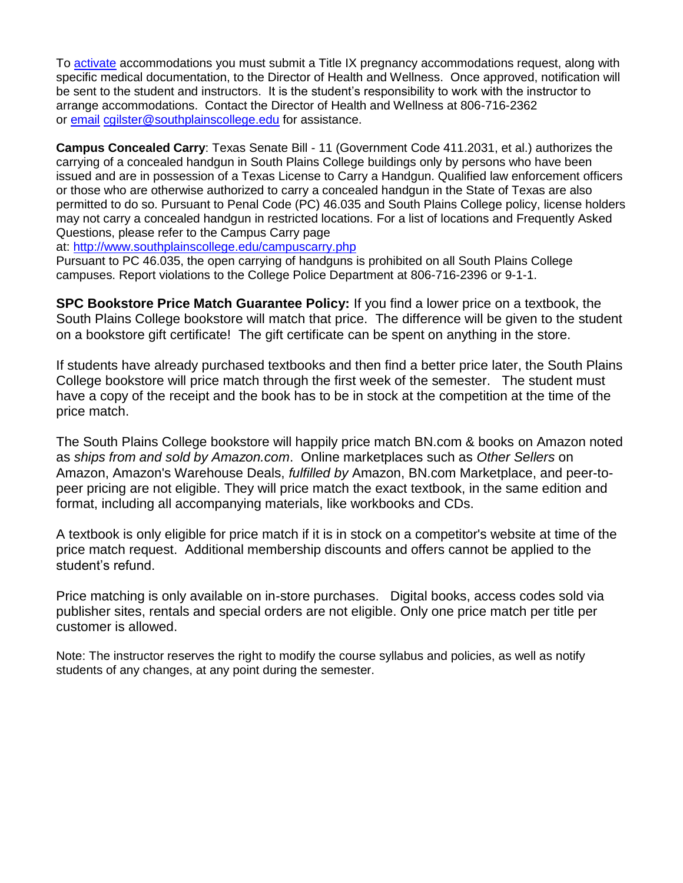To [activate](activate) accommodations you must submit a Title IX pregnancy accommodations request, along with specific medical documentation, to the Director of Health and Wellness. Once approved, notification will be sent to the student and instructors. It is the student's responsibility to work with the instructor to arrange accommodations. Contact the Director of Health and Wellness at 806-716-2362 or [email](mailto:cgilster@southplainscollege.edu) [cgilster@southplainscollege.edu](mailto:cgilster@southplainscollege.edu) for assistance.

**Campus Concealed Carry**: Texas Senate Bill - 11 (Government Code 411.2031, et al.) authorizes the carrying of a concealed handgun in South Plains College buildings only by persons who have been issued and are in possession of a Texas License to Carry a Handgun. Qualified law enforcement officers or those who are otherwise authorized to carry a concealed handgun in the State of Texas are also permitted to do so. Pursuant to Penal Code (PC) 46.035 and South Plains College policy, license holders may not carry a concealed handgun in restricted locations. For a list of locations and Frequently Asked Questions, please refer to the Campus Carry page at: [http://www.southplainscollege.edu/campuscarry.php](http://www.southplainscollege.edu/campuscarry.php)
Pursuant to PC 46.035, the open carrying of handguns is prohibited on all South Plains College campuses. Report violations to the College Police Department at 806-716-2396 or 9-1-1.

**SPC Bookstore Price Match Guarantee Policy:** If you find a lower price on a textbook, the South Plains College bookstore will match that price. The difference will be given to the student on a bookstore gift certificate! The gift certificate can be spent on anything in the store.

If students have already purchased textbooks and then find a better price later, the South Plains College bookstore will price match through the first week of the semester. The student must have a copy of the receipt and the book has to be in stock at the competition at the time of the price match.

The South Plains College bookstore will happily price match BN.com & books on Amazon noted as *ships from and sold by Amazon.com*. Online marketplaces such as *Other Sellers* on Amazon, Amazon's Warehouse Deals, *fulfilled by* Amazon, BN.com Marketplace, and peer-to-peer pricing are not eligible. They will price match the exact textbook, in the same edition and format, including all accompanying materials, like workbooks and CDs.

A textbook is only eligible for price match if it is in stock on a competitor's website at time of the price match request. Additional membership discounts and offers cannot be applied to the student's refund.

Price matching is only available on in-store purchases. Digital books, access codes sold via publisher sites, rentals and special orders are not eligible. Only one price match per title per customer is allowed.

Note: The instructor reserves the right to modify the course syllabus and policies, as well as notify students of any changes, at any point during the semester.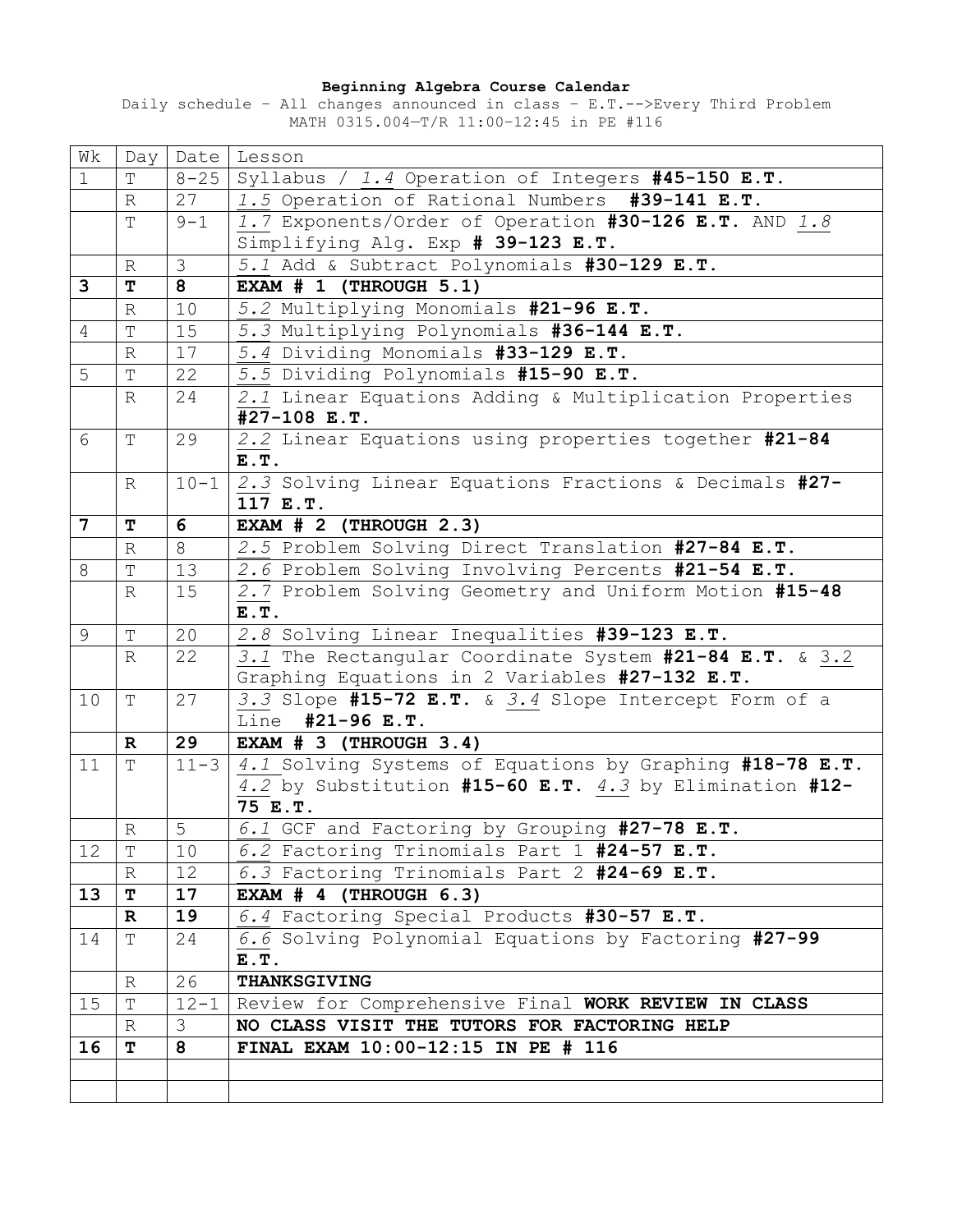**Beginning Algebra Course Calendar**

Daily schedule – All changes announced in class – E.T.-->Every Third Problem

MATH 0315.004—T/R 11:00-12:45 in PE #116

| Wk | Day | Date | Lesson |
|---|---|---|---|
| 1 | T | 8-25 | Syllabus / *1.4* Operation of Integers **#45-150 E.T.** |
| | R | 27 | *1.5* Operation of Rational Numbers **#39-141 E.T.** |
| | T | 9-1 | *1.7* Exponents/Order of Operation **#30-126 E.T.** AND *1.8* Simplifying Alg. Exp **# 39-123 E.T.** |
| | R | 3 | *5.1* Add & Subtract Polynomials **#30-129 E.T.** |
| **3** | **T** | **8** | **EXAM # 1 (THROUGH 5.1)** |
| | R | 10 | *5.2* Multiplying Monomials **#21-96 E.T.** |
| 4 | T | 15 | *5.3* Multiplying Polynomials **#36-144 E.T.** |
| | R | 17 | *5.4* Dividing Monomials **#33-129 E.T.** |
| 5 | T | 22 | *5.5* Dividing Polynomials **#15-90 E.T.** |
| | R | 24 | *2.1* Linear Equations Adding & Multiplication Properties **#27-108 E.T.** |
| 6 | T | 29 | *2.2* Linear Equations using properties together **#21-84 E.T.** |
| | R | 10-1 | *2.3* Solving Linear Equations Fractions & Decimals **#27-117 E.T.** |
| **7** | **T** | **6** | **EXAM # 2 (THROUGH 2.3)** |
| | R | 8 | *2.5* Problem Solving Direct Translation **#27-84 E.T.** |
| 8 | T | 13 | *2.6* Problem Solving Involving Percents **#21-54 E.T.** |
| | R | 15 | *2.7* Problem Solving Geometry and Uniform Motion **#15-48 E.T.** |
| 9 | T | 20 | *2.8* Solving Linear Inequalities **#39-123 E.T.** |
| | R | 22 | *3.1* The Rectangular Coordinate System **#21-84 E.T.** & *3.2* Graphing Equations in 2 Variables **#27-132 E.T.** |
| 10 | T | 27 | *3.3* Slope **#15-72 E.T.** & *3.4* Slope Intercept Form of a Line **#21-96 E.T.** |
| | **R** | **29** | **EXAM # 3 (THROUGH 3.4)** |
| 11 | T | 11-3 | *4.1* Solving Systems of Equations by Graphing **#18-78 E.T.** *4.2* by Substitution **#15-60 E.T.** *4.3* by Elimination **#12-75 E.T.** |
| | R | 5 | *6.1* GCF and Factoring by Grouping **#27-78 E.T.** |
| 12 | T | 10 | *6.2* Factoring Trinomials Part 1 **#24-57 E.T.** |
| | R | 12 | *6.3* Factoring Trinomials Part 2 **#24-69 E.T.** |
| **13** | **T** | **17** | **EXAM # 4 (THROUGH 6.3)** |
| | **R** | **19** | *6.4* Factoring Special Products **#30-57 E.T.** |
| 14 | T | 24 | *6.6* Solving Polynomial Equations by Factoring **#27-99 E.T.** |
| | R | 26 | **THANKSGIVING** |
| 15 | T | 12-1 | Review for Comprehensive Final **WORK REVIEW IN CLASS** |
| | R | 3 | **NO CLASS VISIT THE TUTORS FOR FACTORING HELP** |
| **16** | **T** | **8** | **FINAL EXAM 10:00-12:15 IN PE # 116** |
| | | | |
| | | | |